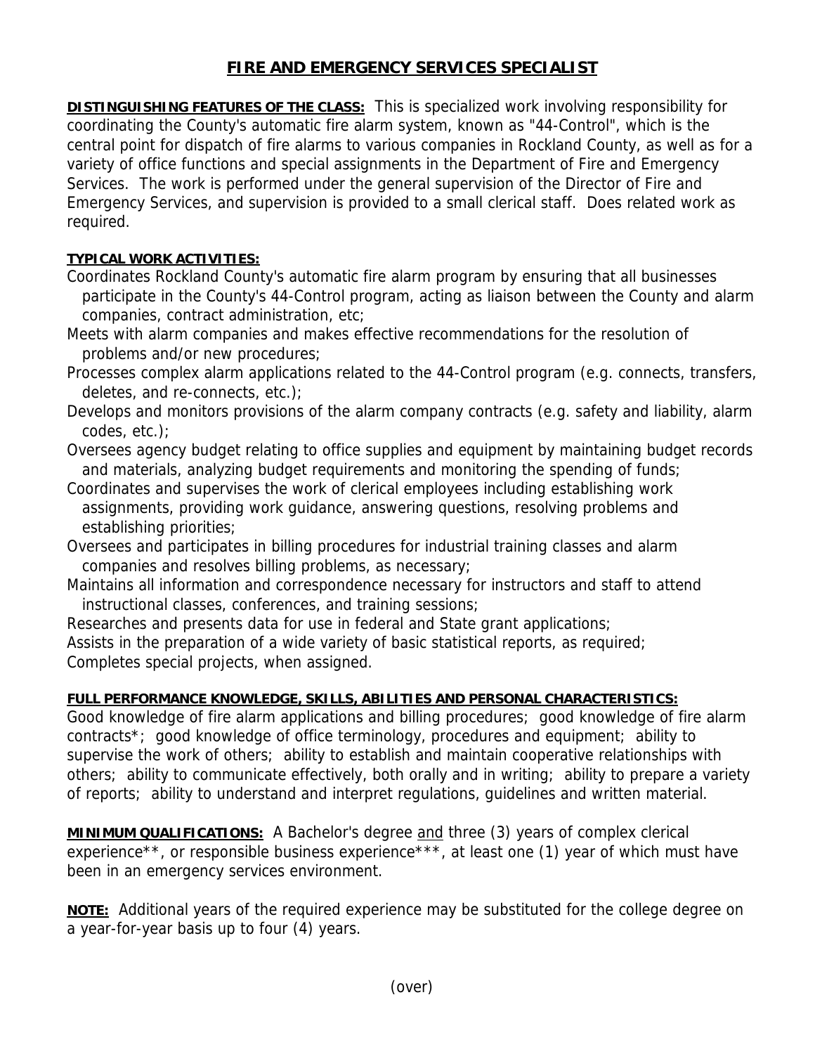# FIRE AND EMERGENCY SERVICES SPECIALIST

**DISTINGUISHING FEATURES OF THE CLASS:** This is specialized work involving responsibility for coordinating the County's automatic fire alarm system, known as "44-Control", which is the central point for dispatch of fire alarms to various companies in Rockland County, as well as for a variety of office functions and special assignments in the Department of Fire and Emergency Services. The work is performed under the general supervision of the Director of Fire and Emergency Services, and supervision is provided to a small clerical staff. Does related work as required.

**TYPICAL WORK ACTIVITIES:**

Coordinates Rockland County's automatic fire alarm program by ensuring that all businesses participate in the County's 44-Control program, acting as liaison between the County and alarm companies, contract administration, etc;

Meets with alarm companies and makes effective recommendations for the resolution of problems and/or new procedures;

Processes complex alarm applications related to the 44-Control program (e.g. connects, transfers, deletes, and re-connects, etc.);

Develops and monitors provisions of the alarm company contracts (e.g. safety and liability, alarm codes, etc.);

Oversees agency budget relating to office supplies and equipment by maintaining budget records and materials, analyzing budget requirements and monitoring the spending of funds;

Coordinates and supervises the work of clerical employees including establishing work assignments, providing work guidance, answering questions, resolving problems and establishing priorities;

Oversees and participates in billing procedures for industrial training classes and alarm companies and resolves billing problems, as necessary;

Maintains all information and correspondence necessary for instructors and staff to attend instructional classes, conferences, and training sessions;

Researches and presents data for use in federal and State grant applications;

Assists in the preparation of a wide variety of basic statistical reports, as required;

Completes special projects, when assigned.

**FULL PERFORMANCE KNOWLEDGE, SKILLS, ABILITIES AND PERSONAL CHARACTERISTICS:**

Good knowledge of fire alarm applications and billing procedures; good knowledge of fire alarm contracts*; good knowledge of office terminology, procedures and equipment; ability to supervise the work of others; ability to establish and maintain cooperative relationships with others; ability to communicate effectively, both orally and in writing; ability to prepare a variety of reports; ability to understand and interpret regulations, guidelines and written material.

**MINIMUM QUALIFICATIONS:** A Bachelor's degree and three (3) years of complex clerical experience**, or responsible business experience***, at least one (1) year of which must have been in an emergency services environment.

**NOTE:** Additional years of the required experience may be substituted for the college degree on a year-for-year basis up to four (4) years.

(over)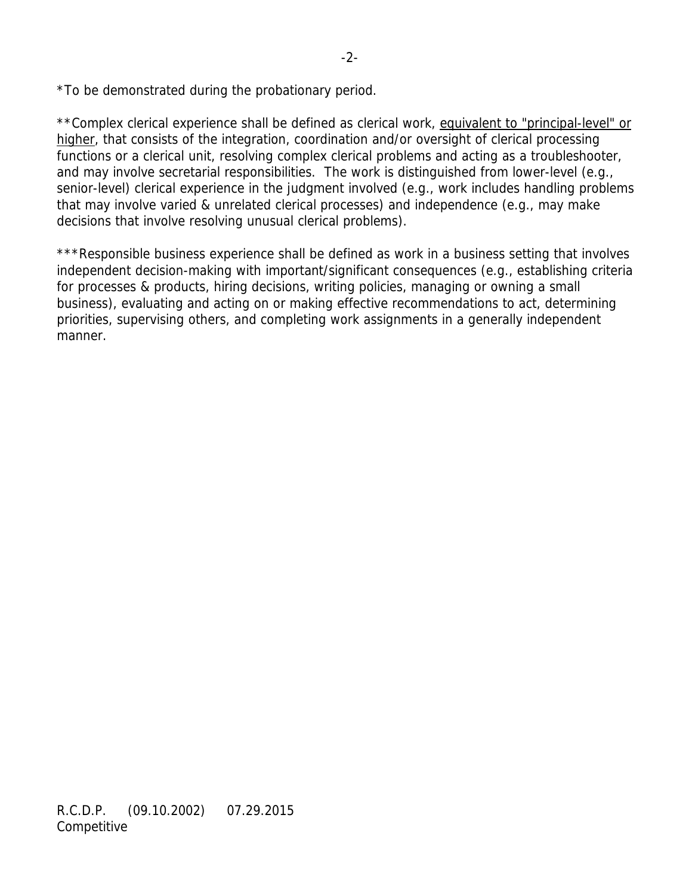*To be demonstrated during the probationary period.

**Complex clerical experience shall be defined as clerical work, <u>equivalent to "principal-level" or higher</u>, that consists of the integration, coordination and/or oversight of clerical processing functions or a clerical unit, resolving complex clerical problems and acting as a troubleshooter, and may involve secretarial responsibilities. The work is distinguished from lower-level (e.g., senior-level) clerical experience in the judgment involved (e.g., work includes handling problems that may involve varied & unrelated clerical processes) and independence (e.g., may make decisions that involve resolving unusual clerical problems).

***Responsible business experience shall be defined as work in a business setting that involves independent decision-making with important/significant consequences (e.g., establishing criteria for processes & products, hiring decisions, writing policies, managing or owning a small business), evaluating and acting on or making effective recommendations to act, determining priorities, supervising others, and completing work assignments in a generally independent manner.

R.C.D.P. (09.10.2002) 07.29.2015
Competitive